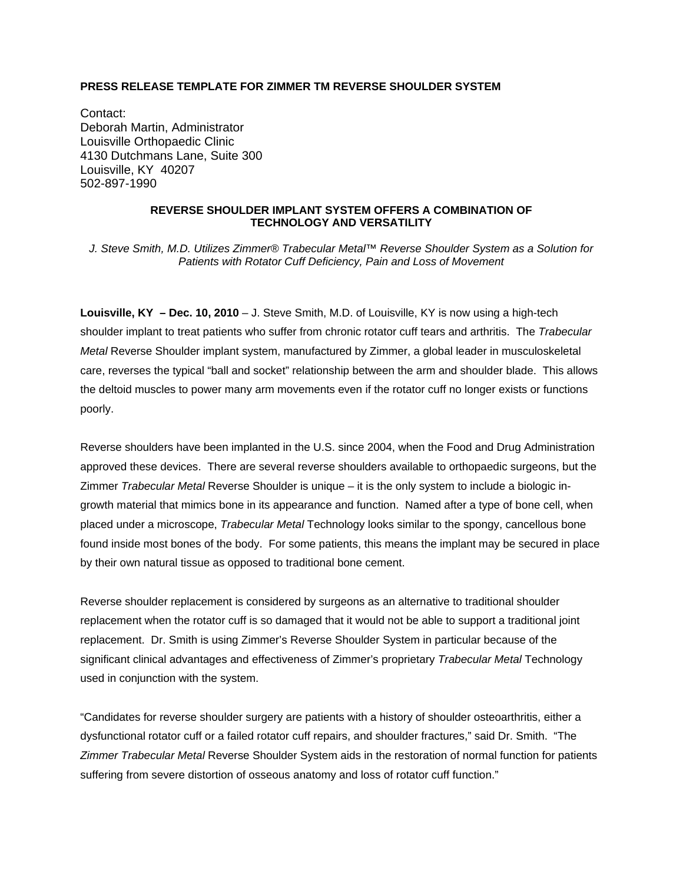**PRESS RELEASE TEMPLATE FOR ZIMMER TM REVERSE SHOULDER SYSTEM**

Contact:
Deborah Martin, Administrator
Louisville Orthopaedic Clinic
4130 Dutchmans Lane, Suite 300
Louisville, KY 40207
502-897-1990

## REVERSE SHOULDER IMPLANT SYSTEM OFFERS A COMBINATION OF TECHNOLOGY AND VERSATILITY

*J. Steve Smith, M.D. Utilizes Zimmer® Trabecular Metal™ Reverse Shoulder System as a Solution for Patients with Rotator Cuff Deficiency, Pain and Loss of Movement*

**Louisville, KY – Dec. 10, 2010** – J. Steve Smith, M.D. of Louisville, KY is now using a high-tech shoulder implant to treat patients who suffer from chronic rotator cuff tears and arthritis. The *Trabecular Metal* Reverse Shoulder implant system, manufactured by Zimmer, a global leader in musculoskeletal care, reverses the typical "ball and socket" relationship between the arm and shoulder blade. This allows the deltoid muscles to power many arm movements even if the rotator cuff no longer exists or functions poorly.

Reverse shoulders have been implanted in the U.S. since 2004, when the Food and Drug Administration approved these devices. There are several reverse shoulders available to orthopaedic surgeons, but the Zimmer *Trabecular Metal* Reverse Shoulder is unique – it is the only system to include a biologic in-growth material that mimics bone in its appearance and function. Named after a type of bone cell, when placed under a microscope, *Trabecular Metal* Technology looks similar to the spongy, cancellous bone found inside most bones of the body. For some patients, this means the implant may be secured in place by their own natural tissue as opposed to traditional bone cement.

Reverse shoulder replacement is considered by surgeons as an alternative to traditional shoulder replacement when the rotator cuff is so damaged that it would not be able to support a traditional joint replacement. Dr. Smith is using Zimmer's Reverse Shoulder System in particular because of the significant clinical advantages and effectiveness of Zimmer's proprietary *Trabecular Metal* Technology used in conjunction with the system.

"Candidates for reverse shoulder surgery are patients with a history of shoulder osteoarthritis, either a dysfunctional rotator cuff or a failed rotator cuff repairs, and shoulder fractures," said Dr. Smith. "The *Zimmer Trabecular Metal* Reverse Shoulder System aids in the restoration of normal function for patients suffering from severe distortion of osseous anatomy and loss of rotator cuff function."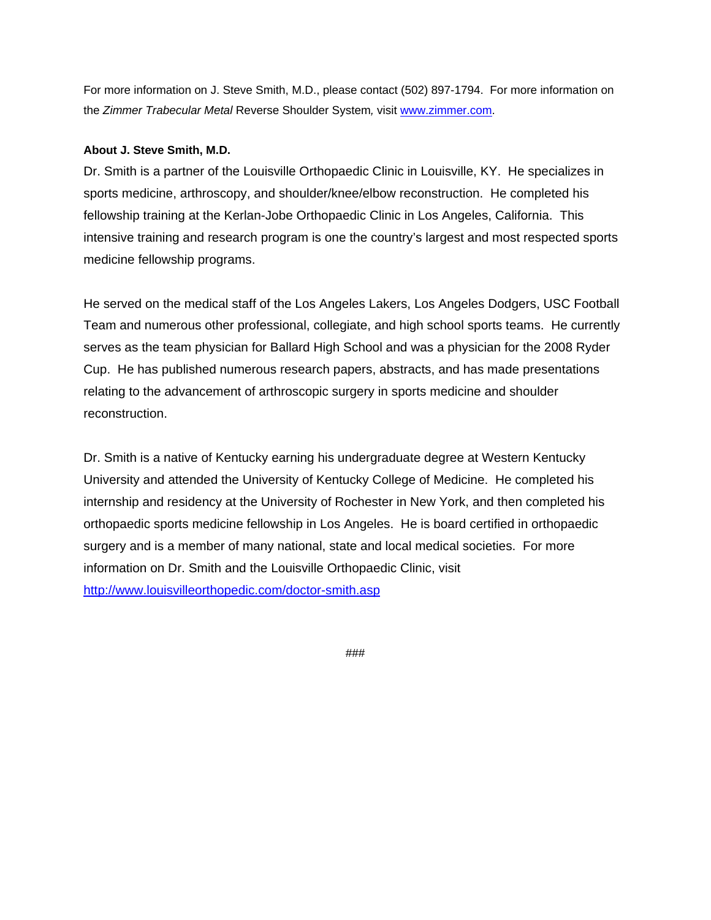For more information on J. Steve Smith, M.D., please contact (502) 897-1794. For more information on the *Zimmer Trabecular Metal* Reverse Shoulder System, visit [www.zimmer.com](http://www.zimmer.com).

**About J. Steve Smith, M.D.**

Dr. Smith is a partner of the Louisville Orthopaedic Clinic in Louisville, KY. He specializes in sports medicine, arthroscopy, and shoulder/knee/elbow reconstruction. He completed his fellowship training at the Kerlan-Jobe Orthopaedic Clinic in Los Angeles, California. This intensive training and research program is one the country's largest and most respected sports medicine fellowship programs.

He served on the medical staff of the Los Angeles Lakers, Los Angeles Dodgers, USC Football Team and numerous other professional, collegiate, and high school sports teams. He currently serves as the team physician for Ballard High School and was a physician for the 2008 Ryder Cup. He has published numerous research papers, abstracts, and has made presentations relating to the advancement of arthroscopic surgery in sports medicine and shoulder reconstruction.

Dr. Smith is a native of Kentucky earning his undergraduate degree at Western Kentucky University and attended the University of Kentucky College of Medicine. He completed his internship and residency at the University of Rochester in New York, and then completed his orthopaedic sports medicine fellowship in Los Angeles. He is board certified in orthopaedic surgery and is a member of many national, state and local medical societies. For more information on Dr. Smith and the Louisville Orthopaedic Clinic, visit [http://www.louisvilleorthopedic.com/doctor-smith.asp](http://www.louisvilleorthopedic.com/doctor-smith.asp)

###